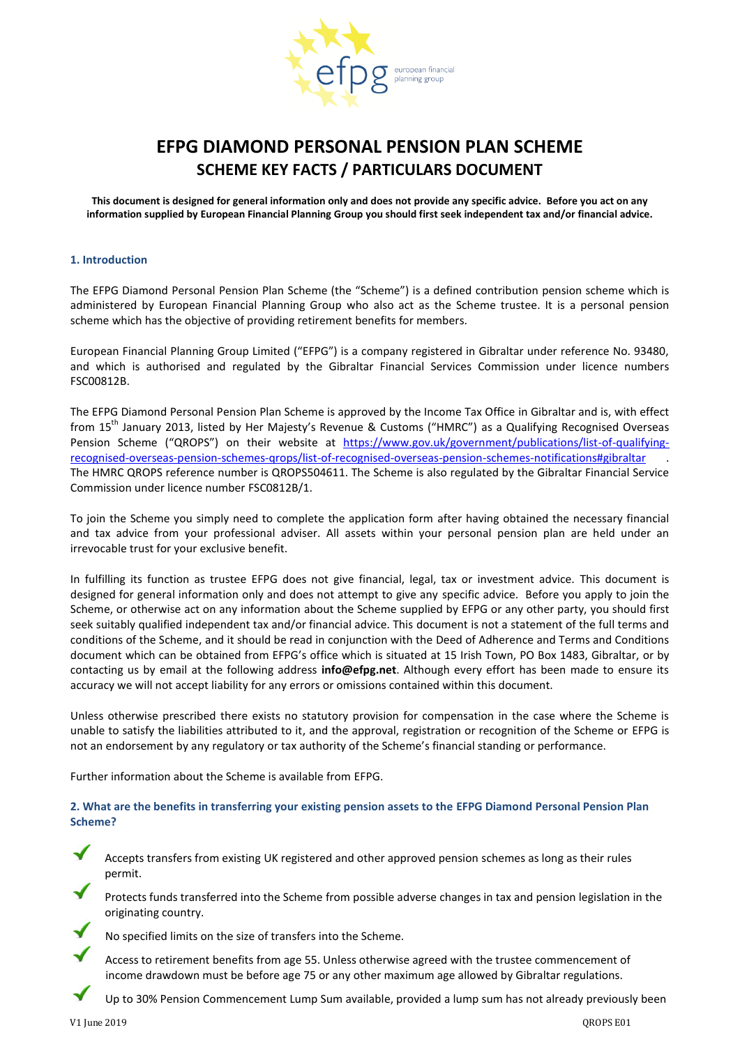# EFPG DIAMOND PERSONAL PENSION PLAN SCHEME

## SCHEME KEY FACTS / PARTICULARS DOCUMENT

**This document is designed for general information only and does not provide any specific advice. Before you act on any information supplied by European Financial Planning Group you should first seek independent tax and/or financial advice.**

### 1. Introduction

The EFPG Diamond Personal Pension Plan Scheme (the "Scheme") is a defined contribution pension scheme which is administered by European Financial Planning Group who also act as the Scheme trustee. It is a personal pension scheme which has the objective of providing retirement benefits for members.

European Financial Planning Group Limited ("EFPG") is a company registered in Gibraltar under reference No. 93480, and which is authorised and regulated by the Gibraltar Financial Services Commission under licence numbers FSC00812B.

The EFPG Diamond Personal Pension Plan Scheme is approved by the Income Tax Office in Gibraltar and is, with effect from 15th January 2013, listed by Her Majesty's Revenue & Customs ("HMRC") as a Qualifying Recognised Overseas Pension Scheme ("QROPS") on their website at https://www.gov.uk/government/publications/list-of-qualifying-recognised-overseas-pension-schemes-qrops/list-of-recognised-overseas-pension-schemes-notifications#gibraltar . The HMRC QROPS reference number is QROPS504611. The Scheme is also regulated by the Gibraltar Financial Service Commission under licence number FSC0812B/1.

To join the Scheme you simply need to complete the application form after having obtained the necessary financial and tax advice from your professional adviser. All assets within your personal pension plan are held under an irrevocable trust for your exclusive benefit.

In fulfilling its function as trustee EFPG does not give financial, legal, tax or investment advice. This document is designed for general information only and does not attempt to give any specific advice. Before you apply to join the Scheme, or otherwise act on any information about the Scheme supplied by EFPG or any other party, you should first seek suitably qualified independent tax and/or financial advice. This document is not a statement of the full terms and conditions of the Scheme, and it should be read in conjunction with the Deed of Adherence and Terms and Conditions document which can be obtained from EFPG's office which is situated at 15 Irish Town, PO Box 1483, Gibraltar, or by contacting us by email at the following address **info@efpg.net**. Although every effort has been made to ensure its accuracy we will not accept liability for any errors or omissions contained within this document.

Unless otherwise prescribed there exists no statutory provision for compensation in the case where the Scheme is unable to satisfy the liabilities attributed to it, and the approval, registration or recognition of the Scheme or EFPG is not an endorsement by any regulatory or tax authority of the Scheme's financial standing or performance.

Further information about the Scheme is available from EFPG.

### 2. What are the benefits in transferring your existing pension assets to the EFPG Diamond Personal Pension Plan Scheme?

- ✓ Accepts transfers from existing UK registered and other approved pension schemes as long as their rules permit.
- ✓ Protects funds transferred into the Scheme from possible adverse changes in tax and pension legislation in the originating country.
- ✓ No specified limits on the size of transfers into the Scheme.
- ✓ Access to retirement benefits from age 55. Unless otherwise agreed with the trustee commencement of income drawdown must be before age 75 or any other maximum age allowed by Gibraltar regulations.
- ✓ Up to 30% Pension Commencement Lump Sum available, provided a lump sum has not already previously been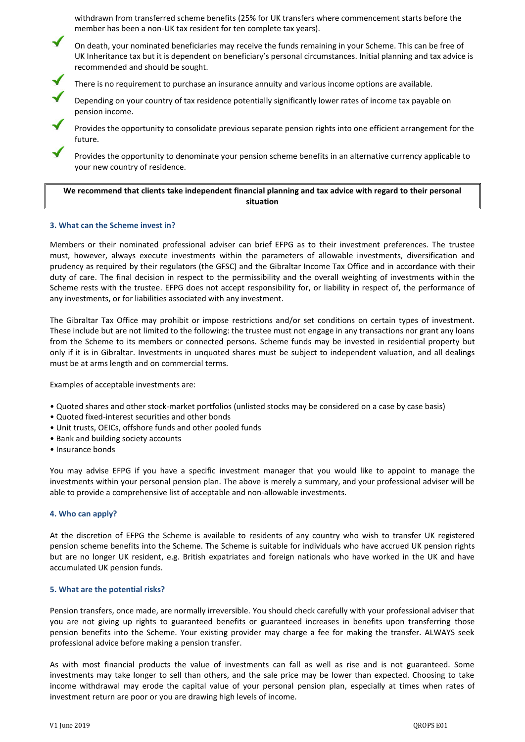withdrawn from transferred scheme benefits (25% for UK transfers where commencement starts before the member has been a non-UK tax resident for ten complete tax years).

- ✓ On death, your nominated beneficiaries may receive the funds remaining in your Scheme. This can be free of UK Inheritance tax but it is dependent on beneficiary's personal circumstances. Initial planning and tax advice is recommended and should be sought.
- ✓ There is no requirement to purchase an insurance annuity and various income options are available.
- ✓ Depending on your country of tax residence potentially significantly lower rates of income tax payable on pension income.
- ✓ Provides the opportunity to consolidate previous separate pension rights into one efficient arrangement for the future.
- ✓ Provides the opportunity to denominate your pension scheme benefits in an alternative currency applicable to your new country of residence.

**We recommend that clients take independent financial planning and tax advice with regard to their personal situation**

### 3. What can the Scheme invest in?

Members or their nominated professional adviser can brief EFPG as to their investment preferences. The trustee must, however, always execute investments within the parameters of allowable investments, diversification and prudency as required by their regulators (the GFSC) and the Gibraltar Income Tax Office and in accordance with their duty of care. The final decision in respect to the permissibility and the overall weighting of investments within the Scheme rests with the trustee. EFPG does not accept responsibility for, or liability in respect of, the performance of any investments, or for liabilities associated with any investment.

The Gibraltar Tax Office may prohibit or impose restrictions and/or set conditions on certain types of investment. These include but are not limited to the following: the trustee must not engage in any transactions nor grant any loans from the Scheme to its members or connected persons. Scheme funds may be invested in residential property but only if it is in Gibraltar. Investments in unquoted shares must be subject to independent valuation, and all dealings must be at arms length and on commercial terms.

Examples of acceptable investments are:

- Quoted shares and other stock-market portfolios (unlisted stocks may be considered on a case by case basis)
- Quoted fixed-interest securities and other bonds
- Unit trusts, OEICs, offshore funds and other pooled funds
- Bank and building society accounts
- Insurance bonds

You may advise EFPG if you have a specific investment manager that you would like to appoint to manage the investments within your personal pension plan. The above is merely a summary, and your professional adviser will be able to provide a comprehensive list of acceptable and non-allowable investments.

### 4. Who can apply?

At the discretion of EFPG the Scheme is available to residents of any country who wish to transfer UK registered pension scheme benefits into the Scheme. The Scheme is suitable for individuals who have accrued UK pension rights but are no longer UK resident, e.g. British expatriates and foreign nationals who have worked in the UK and have accumulated UK pension funds.

### 5. What are the potential risks?

Pension transfers, once made, are normally irreversible. You should check carefully with your professional adviser that you are not giving up rights to guaranteed benefits or guaranteed increases in benefits upon transferring those pension benefits into the Scheme. Your existing provider may charge a fee for making the transfer. ALWAYS seek professional advice before making a pension transfer.

As with most financial products the value of investments can fall as well as rise and is not guaranteed. Some investments may take longer to sell than others, and the sale price may be lower than expected. Choosing to take income withdrawal may erode the capital value of your personal pension plan, especially at times when rates of investment return are poor or you are drawing high levels of income.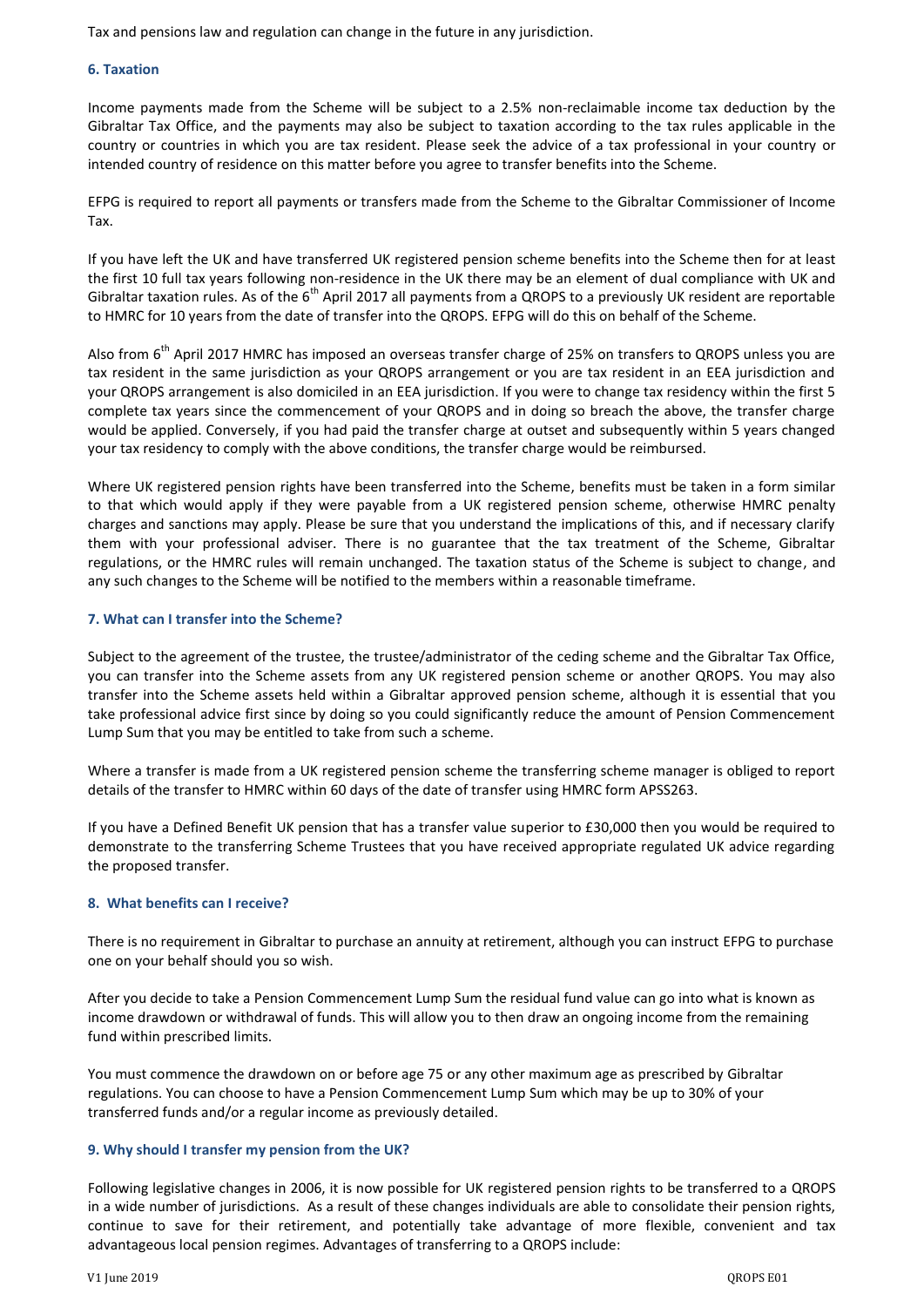Tax and pensions law and regulation can change in the future in any jurisdiction.

### 6. Taxation

Income payments made from the Scheme will be subject to a 2.5% non-reclaimable income tax deduction by the Gibraltar Tax Office, and the payments may also be subject to taxation according to the tax rules applicable in the country or countries in which you are tax resident. Please seek the advice of a tax professional in your country or intended country of residence on this matter before you agree to transfer benefits into the Scheme.

EFPG is required to report all payments or transfers made from the Scheme to the Gibraltar Commissioner of Income Tax.

If you have left the UK and have transferred UK registered pension scheme benefits into the Scheme then for at least the first 10 full tax years following non-residence in the UK there may be an element of dual compliance with UK and Gibraltar taxation rules. As of the 6th April 2017 all payments from a QROPS to a previously UK resident are reportable to HMRC for 10 years from the date of transfer into the QROPS. EFPG will do this on behalf of the Scheme.

Also from 6th April 2017 HMRC has imposed an overseas transfer charge of 25% on transfers to QROPS unless you are tax resident in the same jurisdiction as your QROPS arrangement or you are tax resident in an EEA jurisdiction and your QROPS arrangement is also domiciled in an EEA jurisdiction. If you were to change tax residency within the first 5 complete tax years since the commencement of your QROPS and in doing so breach the above, the transfer charge would be applied. Conversely, if you had paid the transfer charge at outset and subsequently within 5 years changed your tax residency to comply with the above conditions, the transfer charge would be reimbursed.

Where UK registered pension rights have been transferred into the Scheme, benefits must be taken in a form similar to that which would apply if they were payable from a UK registered pension scheme, otherwise HMRC penalty charges and sanctions may apply. Please be sure that you understand the implications of this, and if necessary clarify them with your professional adviser. There is no guarantee that the tax treatment of the Scheme, Gibraltar regulations, or the HMRC rules will remain unchanged. The taxation status of the Scheme is subject to change, and any such changes to the Scheme will be notified to the members within a reasonable timeframe.

### 7. What can I transfer into the Scheme?

Subject to the agreement of the trustee, the trustee/administrator of the ceding scheme and the Gibraltar Tax Office, you can transfer into the Scheme assets from any UK registered pension scheme or another QROPS. You may also transfer into the Scheme assets held within a Gibraltar approved pension scheme, although it is essential that you take professional advice first since by doing so you could significantly reduce the amount of Pension Commencement Lump Sum that you may be entitled to take from such a scheme.

Where a transfer is made from a UK registered pension scheme the transferring scheme manager is obliged to report details of the transfer to HMRC within 60 days of the date of transfer using HMRC form APSS263.

If you have a Defined Benefit UK pension that has a transfer value superior to £30,000 then you would be required to demonstrate to the transferring Scheme Trustees that you have received appropriate regulated UK advice regarding the proposed transfer.

### 8. What benefits can I receive?

There is no requirement in Gibraltar to purchase an annuity at retirement, although you can instruct EFPG to purchase one on your behalf should you so wish.

After you decide to take a Pension Commencement Lump Sum the residual fund value can go into what is known as income drawdown or withdrawal of funds. This will allow you to then draw an ongoing income from the remaining fund within prescribed limits.

You must commence the drawdown on or before age 75 or any other maximum age as prescribed by Gibraltar regulations. You can choose to have a Pension Commencement Lump Sum which may be up to 30% of your transferred funds and/or a regular income as previously detailed.

### 9. Why should I transfer my pension from the UK?

Following legislative changes in 2006, it is now possible for UK registered pension rights to be transferred to a QROPS in a wide number of jurisdictions. As a result of these changes individuals are able to consolidate their pension rights, continue to save for their retirement, and potentially take advantage of more flexible, convenient and tax advantageous local pension regimes. Advantages of transferring to a QROPS include: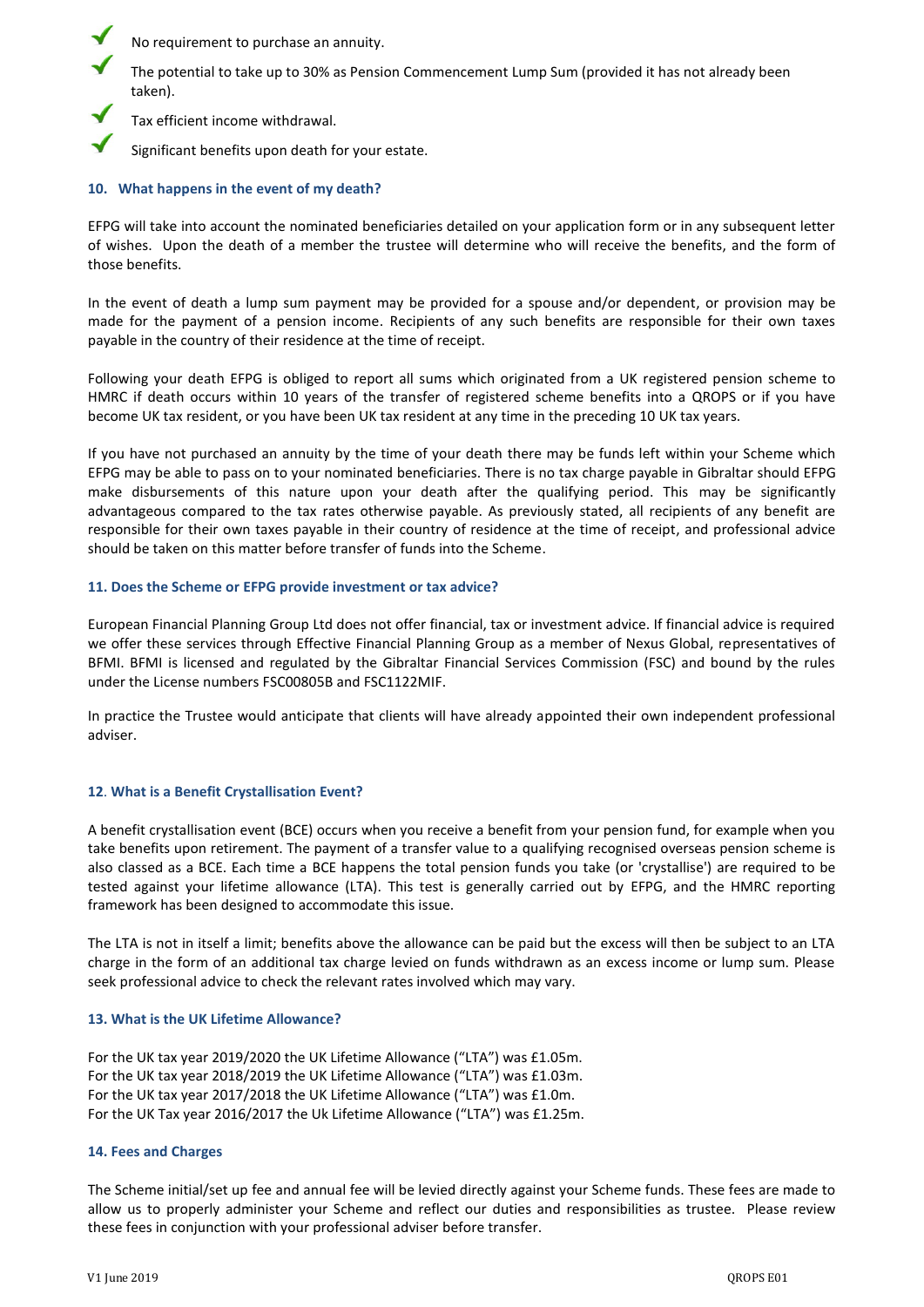- No requirement to purchase an annuity.
- The potential to take up to 30% as Pension Commencement Lump Sum (provided it has not already been taken).
- Tax efficient income withdrawal.
- Significant benefits upon death for your estate.

### 10. What happens in the event of my death?

EFPG will take into account the nominated beneficiaries detailed on your application form or in any subsequent letter of wishes. Upon the death of a member the trustee will determine who will receive the benefits, and the form of those benefits.

In the event of death a lump sum payment may be provided for a spouse and/or dependent, or provision may be made for the payment of a pension income. Recipients of any such benefits are responsible for their own taxes payable in the country of their residence at the time of receipt.

Following your death EFPG is obliged to report all sums which originated from a UK registered pension scheme to HMRC if death occurs within 10 years of the transfer of registered scheme benefits into a QROPS or if you have become UK tax resident, or you have been UK tax resident at any time in the preceding 10 UK tax years.

If you have not purchased an annuity by the time of your death there may be funds left within your Scheme which EFPG may be able to pass on to your nominated beneficiaries. There is no tax charge payable in Gibraltar should EFPG make disbursements of this nature upon your death after the qualifying period. This may be significantly advantageous compared to the tax rates otherwise payable. As previously stated, all recipients of any benefit are responsible for their own taxes payable in their country of residence at the time of receipt, and professional advice should be taken on this matter before transfer of funds into the Scheme.

### 11. Does the Scheme or EFPG provide investment or tax advice?

European Financial Planning Group Ltd does not offer financial, tax or investment advice. If financial advice is required we offer these services through Effective Financial Planning Group as a member of Nexus Global, representatives of BFMI. BFMI is licensed and regulated by the Gibraltar Financial Services Commission (FSC) and bound by the rules under the License numbers FSC00805B and FSC1122MIF.

In practice the Trustee would anticipate that clients will have already appointed their own independent professional adviser.

### 12. What is a Benefit Crystallisation Event?

A benefit crystallisation event (BCE) occurs when you receive a benefit from your pension fund, for example when you take benefits upon retirement. The payment of a transfer value to a qualifying recognised overseas pension scheme is also classed as a BCE. Each time a BCE happens the total pension funds you take (or 'crystallise') are required to be tested against your lifetime allowance (LTA). This test is generally carried out by EFPG, and the HMRC reporting framework has been designed to accommodate this issue.

The LTA is not in itself a limit; benefits above the allowance can be paid but the excess will then be subject to an LTA charge in the form of an additional tax charge levied on funds withdrawn as an excess income or lump sum. Please seek professional advice to check the relevant rates involved which may vary.

### 13. What is the UK Lifetime Allowance?

For the UK tax year 2019/2020 the UK Lifetime Allowance ("LTA") was £1.05m.
For the UK tax year 2018/2019 the UK Lifetime Allowance ("LTA") was £1.03m.
For the UK tax year 2017/2018 the UK Lifetime Allowance ("LTA") was £1.0m.
For the UK Tax year 2016/2017 the Uk Lifetime Allowance ("LTA") was £1.25m.

### 14. Fees and Charges

The Scheme initial/set up fee and annual fee will be levied directly against your Scheme funds. These fees are made to allow us to properly administer your Scheme and reflect our duties and responsibilities as trustee. Please review these fees in conjunction with your professional adviser before transfer.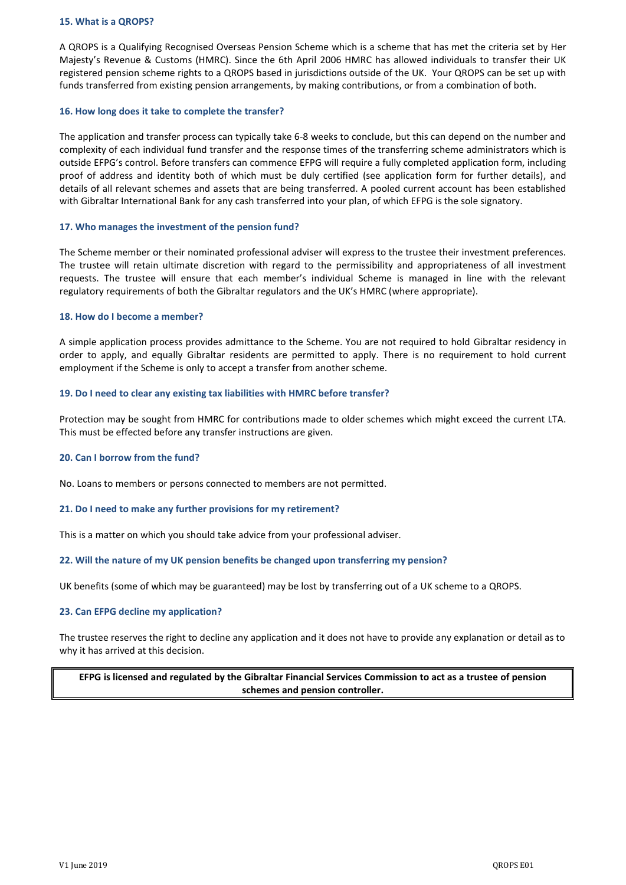### 15. What is a QROPS?

A QROPS is a Qualifying Recognised Overseas Pension Scheme which is a scheme that has met the criteria set by Her Majesty's Revenue & Customs (HMRC). Since the 6th April 2006 HMRC has allowed individuals to transfer their UK registered pension scheme rights to a QROPS based in jurisdictions outside of the UK. Your QROPS can be set up with funds transferred from existing pension arrangements, by making contributions, or from a combination of both.

### 16. How long does it take to complete the transfer?

The application and transfer process can typically take 6-8 weeks to conclude, but this can depend on the number and complexity of each individual fund transfer and the response times of the transferring scheme administrators which is outside EFPG's control. Before transfers can commence EFPG will require a fully completed application form, including proof of address and identity both of which must be duly certified (see application form for further details), and details of all relevant schemes and assets that are being transferred. A pooled current account has been established with Gibraltar International Bank for any cash transferred into your plan, of which EFPG is the sole signatory.

### 17. Who manages the investment of the pension fund?

The Scheme member or their nominated professional adviser will express to the trustee their investment preferences. The trustee will retain ultimate discretion with regard to the permissibility and appropriateness of all investment requests. The trustee will ensure that each member's individual Scheme is managed in line with the relevant regulatory requirements of both the Gibraltar regulators and the UK's HMRC (where appropriate).

### 18. How do I become a member?

A simple application process provides admittance to the Scheme. You are not required to hold Gibraltar residency in order to apply, and equally Gibraltar residents are permitted to apply. There is no requirement to hold current employment if the Scheme is only to accept a transfer from another scheme.

### 19. Do I need to clear any existing tax liabilities with HMRC before transfer?

Protection may be sought from HMRC for contributions made to older schemes which might exceed the current LTA. This must be effected before any transfer instructions are given.

### 20. Can I borrow from the fund?

No. Loans to members or persons connected to members are not permitted.

### 21. Do I need to make any further provisions for my retirement?

This is a matter on which you should take advice from your professional adviser.

### 22. Will the nature of my UK pension benefits be changed upon transferring my pension?

UK benefits (some of which may be guaranteed) may be lost by transferring out of a UK scheme to a QROPS.

### 23. Can EFPG decline my application?

The trustee reserves the right to decline any application and it does not have to provide any explanation or detail as to why it has arrived at this decision.

**EFPG is licensed and regulated by the Gibraltar Financial Services Commission to act as a trustee of pension schemes and pension controller.**

V1 June 2019 QROPS E01